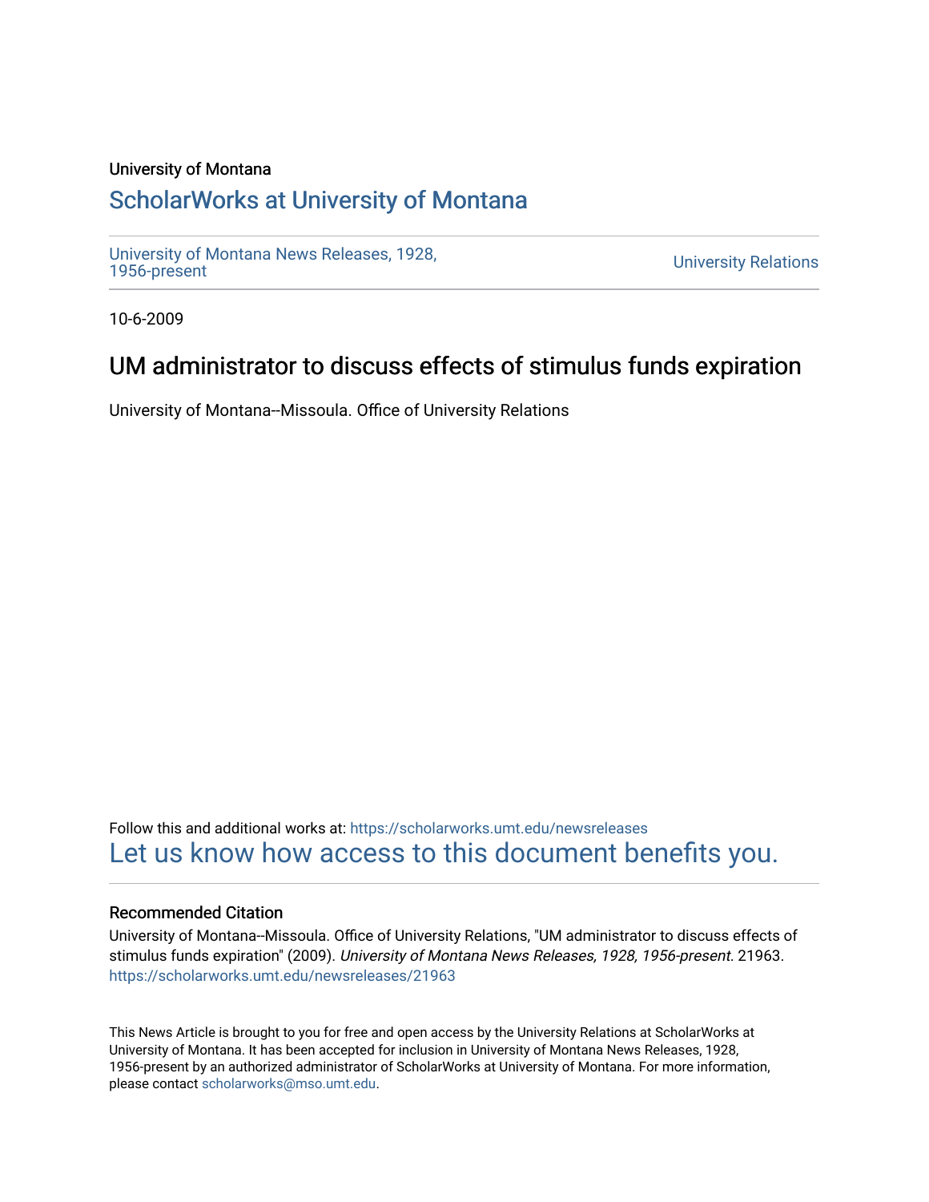University of Montana

# ScholarWorks at University of Montana

University of Montana News Releases, 1928, 1956-present

University Relations

10-6-2009

## UM administrator to discuss effects of stimulus funds expiration

University of Montana--Missoula. Office of University Relations

Follow this and additional works at: https://scholarworks.umt.edu/newsreleases

Let us know how access to this document benefits you.

### Recommended Citation

University of Montana--Missoula. Office of University Relations, "UM administrator to discuss effects of stimulus funds expiration" (2009). *University of Montana News Releases, 1928, 1956-present*. 21963. https://scholarworks.umt.edu/newsreleases/21963

This News Article is brought to you for free and open access by the University Relations at ScholarWorks at University of Montana. It has been accepted for inclusion in University of Montana News Releases, 1928, 1956-present by an authorized administrator of ScholarWorks at University of Montana. For more information, please contact scholarworks@mso.umt.edu.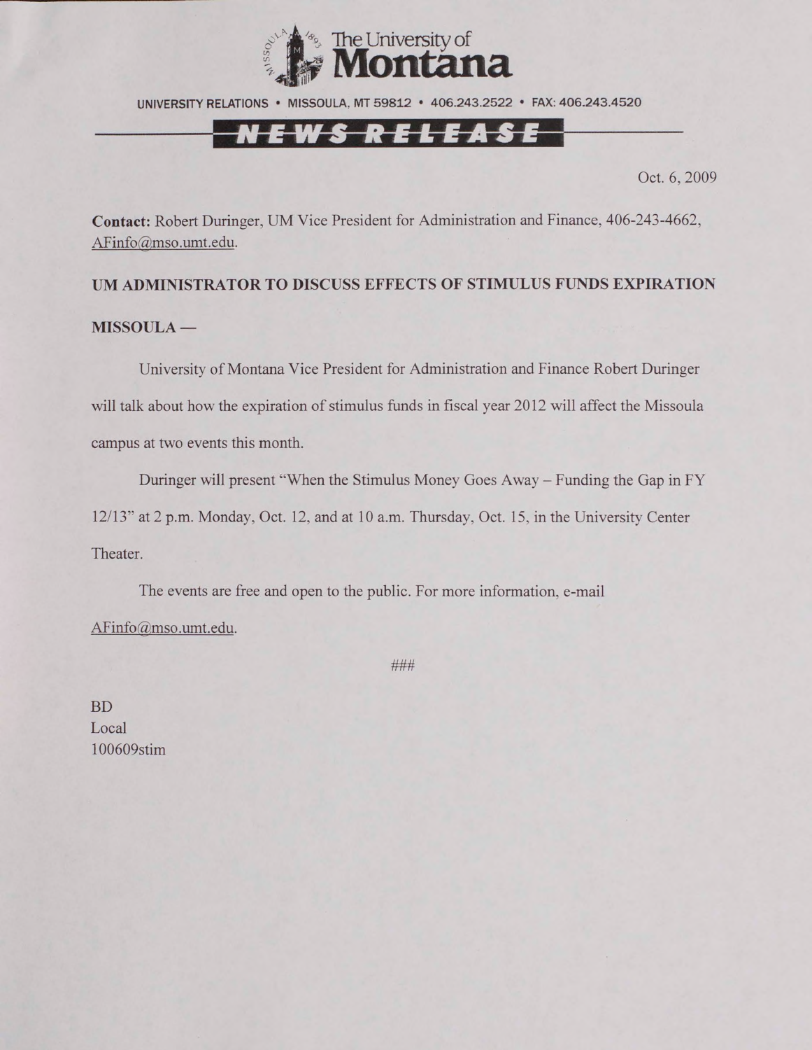The University of **Montana**

UNIVERSITY RELATIONS • MISSOULA, MT 59812 • 406.243.2522 • FAX: 406.243.4520

**NEWS RELEASE**

Oct. 6, 2009

**Contact:** Robert Duringer, UM Vice President for Administration and Finance, 406-243-4662, AFinfo@mso.umt.edu.

**UM ADMINISTRATOR TO DISCUSS EFFECTS OF STIMULUS FUNDS EXPIRATION**

**MISSOULA —**

University of Montana Vice President for Administration and Finance Robert Duringer will talk about how the expiration of stimulus funds in fiscal year 2012 will affect the Missoula campus at two events this month.

Duringer will present "When the Stimulus Money Goes Away – Funding the Gap in FY 12/13" at 2 p.m. Monday, Oct. 12, and at 10 a.m. Thursday, Oct. 15, in the University Center Theater.

The events are free and open to the public. For more information, e-mail AFinfo@mso.umt.edu.

###

BD
Local
100609stim